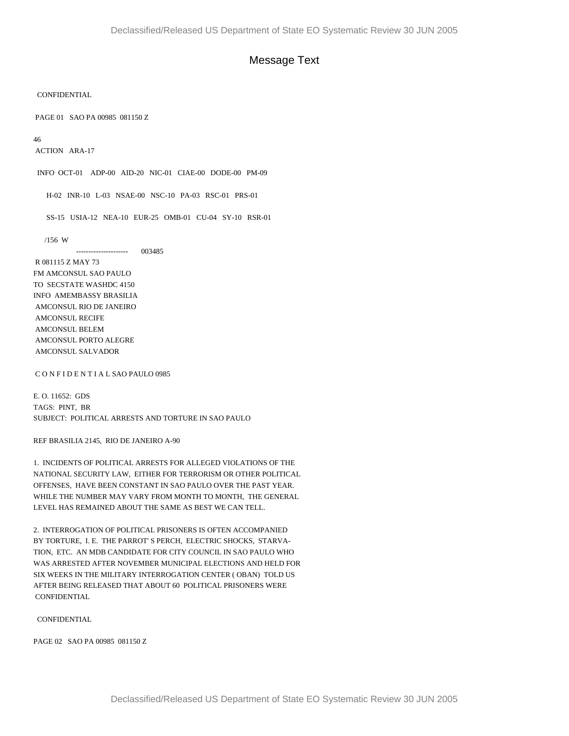# Message Text

CONFIDENTIAL

PAGE 01 SAO PA 00985 081150 Z

46
ACTION ARA-17

INFO OCT-01 ADP-00 AID-20 NIC-01 CIAE-00 DODE-00 PM-09

H-02 INR-10 L-03 NSAE-00 NSC-10 PA-03 RSC-01 PRS-01

SS-15 USIA-12 NEA-10 EUR-25 OMB-01 CU-04 SY-10 RSR-01

/156 W
--------------------- 003485
R 081115 Z MAY 73
FM AMCONSUL SAO PAULO
TO SECSTATE WASHDC 4150
INFO AMEMBASSY BRASILIA
AMCONSUL RIO DE JANEIRO
AMCONSUL RECIFE
AMCONSUL BELEM
AMCONSUL PORTO ALEGRE
AMCONSUL SALVADOR

C O N F I D E N T I A L SAO PAULO 0985

E. O. 11652: GDS
TAGS: PINT, BR
SUBJECT: POLITICAL ARRESTS AND TORTURE IN SAO PAULO

REF BRASILIA 2145, RIO DE JANEIRO A-90

1. INCIDENTS OF POLITICAL ARRESTS FOR ALLEGED VIOLATIONS OF THE NATIONAL SECURITY LAW, EITHER FOR TERRORISM OR OTHER POLITICAL OFFENSES, HAVE BEEN CONSTANT IN SAO PAULO OVER THE PAST YEAR. WHILE THE NUMBER MAY VARY FROM MONTH TO MONTH, THE GENERAL LEVEL HAS REMAINED ABOUT THE SAME AS BEST WE CAN TELL.

2. INTERROGATION OF POLITICAL PRISONERS IS OFTEN ACCOMPANIED BY TORTURE, I. E. THE PARROT' S PERCH, ELECTRIC SHOCKS, STARVA-TION, ETC. AN MDB CANDIDATE FOR CITY COUNCIL IN SAO PAULO WHO WAS ARRESTED AFTER NOVEMBER MUNICIPAL ELECTIONS AND HELD FOR SIX WEEKS IN THE MILITARY INTERROGATION CENTER ( OBAN) TOLD US AFTER BEING RELEASED THAT ABOUT 60 POLITICAL PRISONERS WERE
CONFIDENTIAL

CONFIDENTIAL

PAGE 02 SAO PA 00985 081150 Z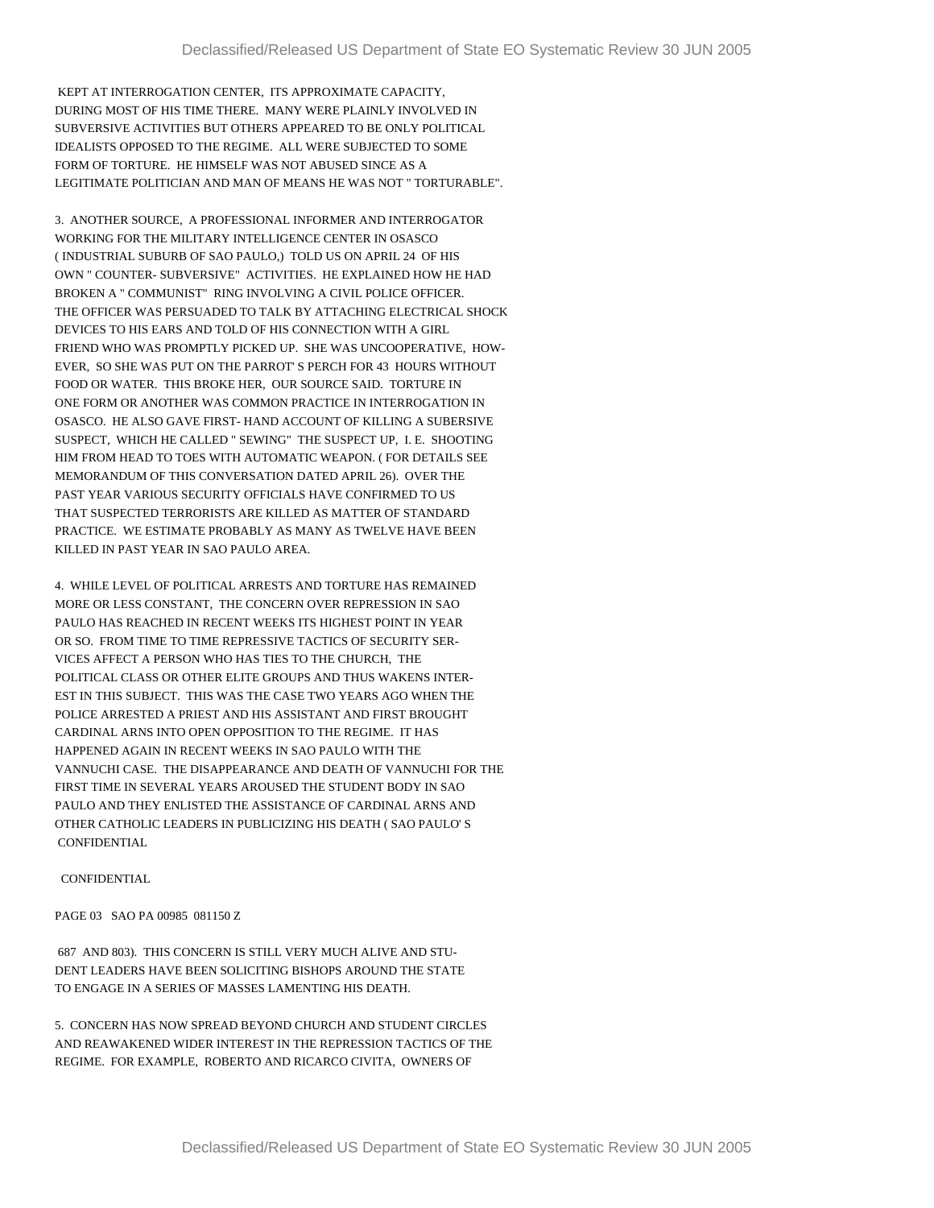KEPT AT INTERROGATION CENTER, ITS APPROXIMATE CAPACITY, DURING MOST OF HIS TIME THERE. MANY WERE PLAINLY INVOLVED IN SUBVERSIVE ACTIVITIES BUT OTHERS APPEARED TO BE ONLY POLITICAL IDEALISTS OPPOSED TO THE REGIME. ALL WERE SUBJECTED TO SOME FORM OF TORTURE. HE HIMSELF WAS NOT ABUSED SINCE AS A LEGITIMATE POLITICIAN AND MAN OF MEANS HE WAS NOT " TORTURABLE".

3. ANOTHER SOURCE, A PROFESSIONAL INFORMER AND INTERROGATOR WORKING FOR THE MILITARY INTELLIGENCE CENTER IN OSASCO ( INDUSTRIAL SUBURB OF SAO PAULO,) TOLD US ON APRIL 24 OF HIS OWN " COUNTER- SUBVERSIVE" ACTIVITIES. HE EXPLAINED HOW HE HAD BROKEN A " COMMUNIST" RING INVOLVING A CIVIL POLICE OFFICER. THE OFFICER WAS PERSUADED TO TALK BY ATTACHING ELECTRICAL SHOCK DEVICES TO HIS EARS AND TOLD OF HIS CONNECTION WITH A GIRL FRIEND WHO WAS PROMPTLY PICKED UP. SHE WAS UNCOOPERATIVE, HOW- EVER, SO SHE WAS PUT ON THE PARROT' S PERCH FOR 43 HOURS WITHOUT FOOD OR WATER. THIS BROKE HER, OUR SOURCE SAID. TORTURE IN ONE FORM OR ANOTHER WAS COMMON PRACTICE IN INTERROGATION IN OSASCO. HE ALSO GAVE FIRST- HAND ACCOUNT OF KILLING A SUBERSIVE SUSPECT, WHICH HE CALLED " SEWING" THE SUSPECT UP, I. E. SHOOTING HIM FROM HEAD TO TOES WITH AUTOMATIC WEAPON. ( FOR DETAILS SEE MEMORANDUM OF THIS CONVERSATION DATED APRIL 26). OVER THE PAST YEAR VARIOUS SECURITY OFFICIALS HAVE CONFIRMED TO US THAT SUSPECTED TERRORISTS ARE KILLED AS MATTER OF STANDARD PRACTICE. WE ESTIMATE PROBABLY AS MANY AS TWELVE HAVE BEEN KILLED IN PAST YEAR IN SAO PAULO AREA.

4. WHILE LEVEL OF POLITICAL ARRESTS AND TORTURE HAS REMAINED MORE OR LESS CONSTANT, THE CONCERN OVER REPRESSION IN SAO PAULO HAS REACHED IN RECENT WEEKS ITS HIGHEST POINT IN YEAR OR SO. FROM TIME TO TIME REPRESSIVE TACTICS OF SECURITY SER- VICES AFFECT A PERSON WHO HAS TIES TO THE CHURCH, THE POLITICAL CLASS OR OTHER ELITE GROUPS AND THUS WAKENS INTER- EST IN THIS SUBJECT. THIS WAS THE CASE TWO YEARS AGO WHEN THE POLICE ARRESTED A PRIEST AND HIS ASSISTANT AND FIRST BROUGHT CARDINAL ARNS INTO OPEN OPPOSITION TO THE REGIME. IT HAS HAPPENED AGAIN IN RECENT WEEKS IN SAO PAULO WITH THE VANNUCHI CASE. THE DISAPPEARANCE AND DEATH OF VANNUCHI FOR THE FIRST TIME IN SEVERAL YEARS AROUSED THE STUDENT BODY IN SAO PAULO AND THEY ENLISTED THE ASSISTANCE OF CARDINAL ARNS AND OTHER CATHOLIC LEADERS IN PUBLICIZING HIS DEATH ( SAO PAULO' S

CONFIDENTIAL

CONFIDENTIAL

PAGE 03 SAO PA 00985 081150 Z

687 AND 803). THIS CONCERN IS STILL VERY MUCH ALIVE AND STU- DENT LEADERS HAVE BEEN SOLICITING BISHOPS AROUND THE STATE TO ENGAGE IN A SERIES OF MASSES LAMENTING HIS DEATH.

5. CONCERN HAS NOW SPREAD BEYOND CHURCH AND STUDENT CIRCLES AND REAWAKENED WIDER INTEREST IN THE REPRESSION TACTICS OF THE REGIME. FOR EXAMPLE, ROBERTO AND RICARCO CIVITA, OWNERS OF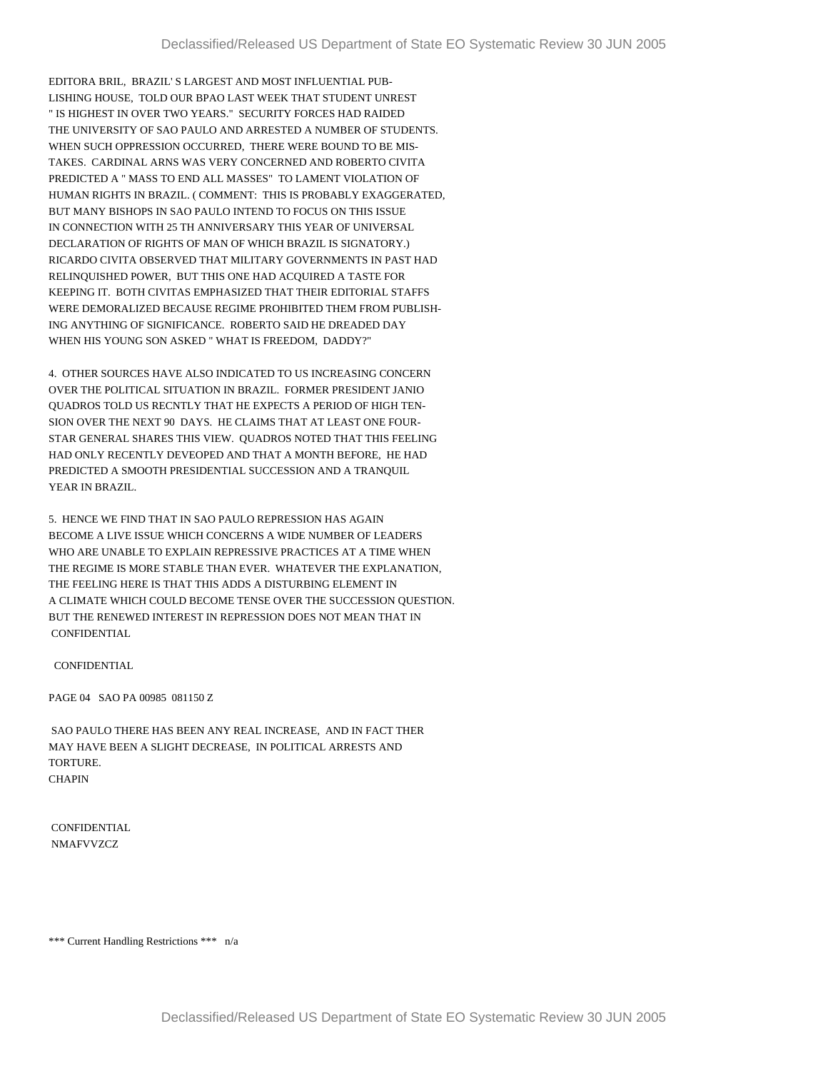EDITORA BRIL, BRAZIL' S LARGEST AND MOST INFLUENTIAL PUB-
LISHING HOUSE, TOLD OUR BPAO LAST WEEK THAT STUDENT UNREST
" IS HIGHEST IN OVER TWO YEARS." SECURITY FORCES HAD RAIDED
THE UNIVERSITY OF SAO PAULO AND ARRESTED A NUMBER OF STUDENTS.
WHEN SUCH OPPRESSION OCCURRED, THERE WERE BOUND TO BE MIS-
TAKES. CARDINAL ARNS WAS VERY CONCERNED AND ROBERTO CIVITA
PREDICTED A " MASS TO END ALL MASSES" TO LAMENT VIOLATION OF
HUMAN RIGHTS IN BRAZIL. ( COMMENT: THIS IS PROBABLY EXAGGERATED,
BUT MANY BISHOPS IN SAO PAULO INTEND TO FOCUS ON THIS ISSUE
IN CONNECTION WITH 25 TH ANNIVERSARY THIS YEAR OF UNIVERSAL
DECLARATION OF RIGHTS OF MAN OF WHICH BRAZIL IS SIGNATORY.)
RICARDO CIVITA OBSERVED THAT MILITARY GOVERNMENTS IN PAST HAD
RELINQUISHED POWER, BUT THIS ONE HAD ACQUIRED A TASTE FOR
KEEPING IT. BOTH CIVITAS EMPHASIZED THAT THEIR EDITORIAL STAFFS
WERE DEMORALIZED BECAUSE REGIME PROHIBITED THEM FROM PUBLISH-
ING ANYTHING OF SIGNIFICANCE. ROBERTO SAID HE DREADED DAY
WHEN HIS YOUNG SON ASKED " WHAT IS FREEDOM, DADDY?"

4. OTHER SOURCES HAVE ALSO INDICATED TO US INCREASING CONCERN
OVER THE POLITICAL SITUATION IN BRAZIL. FORMER PRESIDENT JANIO
QUADROS TOLD US RECNTLY THAT HE EXPECTS A PERIOD OF HIGH TEN-
SION OVER THE NEXT 90 DAYS. HE CLAIMS THAT AT LEAST ONE FOUR-
STAR GENERAL SHARES THIS VIEW. QUADROS NOTED THAT THIS FEELING
HAD ONLY RECENTLY DEVEOPED AND THAT A MONTH BEFORE, HE HAD
PREDICTED A SMOOTH PRESIDENTIAL SUCCESSION AND A TRANQUIL
YEAR IN BRAZIL.

5. HENCE WE FIND THAT IN SAO PAULO REPRESSION HAS AGAIN
BECOME A LIVE ISSUE WHICH CONCERNS A WIDE NUMBER OF LEADERS
WHO ARE UNABLE TO EXPLAIN REPRESSIVE PRACTICES AT A TIME WHEN
THE REGIME IS MORE STABLE THAN EVER. WHATEVER THE EXPLANATION,
THE FEELING HERE IS THAT THIS ADDS A DISTURBING ELEMENT IN
A CLIMATE WHICH COULD BECOME TENSE OVER THE SUCCESSION QUESTION.
BUT THE RENEWED INTEREST IN REPRESSION DOES NOT MEAN THAT IN
CONFIDENTIAL

CONFIDENTIAL

PAGE 04 SAO PA 00985 081150 Z

SAO PAULO THERE HAS BEEN ANY REAL INCREASE, AND IN FACT THER
MAY HAVE BEEN A SLIGHT DECREASE, IN POLITICAL ARRESTS AND
TORTURE.
CHAPIN

CONFIDENTIAL
NMAFVVZCZ

*** Current Handling Restrictions *** n/a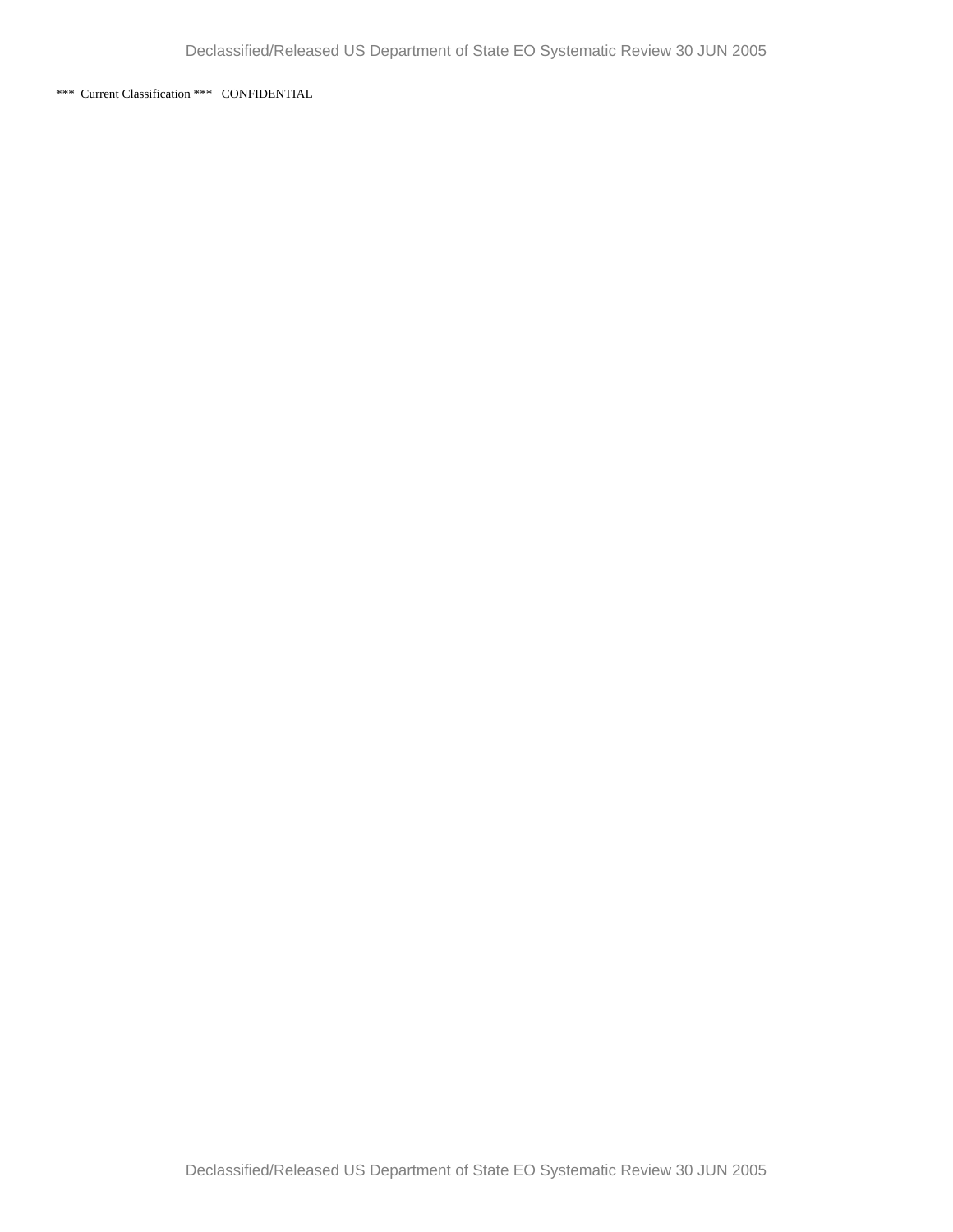***  Current Classification ***   CONFIDENTIAL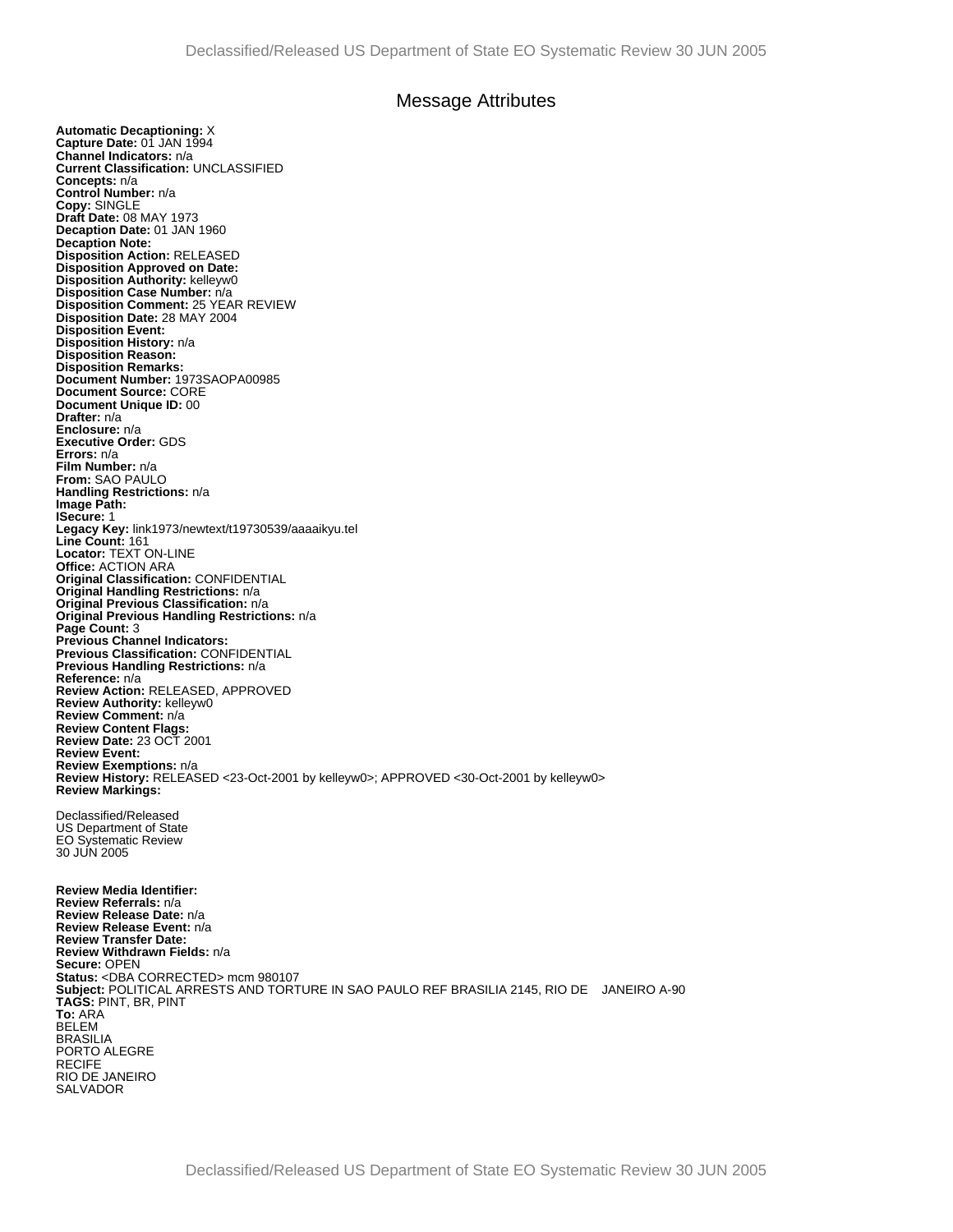# Message Attributes

**Automatic Decaptioning:** X
**Capture Date:** 01 JAN 1994
**Channel Indicators:** n/a
**Current Classification:** UNCLASSIFIED
**Concepts:** n/a
**Control Number:** n/a
**Copy:** SINGLE
**Draft Date:** 08 MAY 1973
**Decaption Date:** 01 JAN 1960
**Decaption Note:**
**Disposition Action:** RELEASED
**Disposition Approved on Date:**
**Disposition Authority:** kelleyw0
**Disposition Case Number:** n/a
**Disposition Comment:** 25 YEAR REVIEW
**Disposition Date:** 28 MAY 2004
**Disposition Event:**
**Disposition History:** n/a
**Disposition Reason:**
**Disposition Remarks:**
**Document Number:** 1973SAOPA00985
**Document Source:** CORE
**Document Unique ID:** 00
**Drafter:** n/a
**Enclosure:** n/a
**Executive Order:** GDS
**Errors:** n/a
**Film Number:** n/a
**From:** SAO PAULO
**Handling Restrictions:** n/a
**Image Path:**
**ISecure:** 1
**Legacy Key:** link1973/newtext/t19730539/aaaaikyu.tel
**Line Count:** 161
**Locator:** TEXT ON-LINE
**Office:** ACTION ARA
**Original Classification:** CONFIDENTIAL
**Original Handling Restrictions:** n/a
**Original Previous Classification:** n/a
**Original Previous Handling Restrictions:** n/a
**Page Count:** 3
**Previous Channel Indicators:**
**Previous Classification:** CONFIDENTIAL
**Previous Handling Restrictions:** n/a
**Reference:** n/a
**Review Action:** RELEASED, APPROVED
**Review Authority:** kelleyw0
**Review Comment:** n/a
**Review Content Flags:**
**Review Date:** 23 OCT 2001
**Review Event:**
**Review Exemptions:** n/a
**Review History:** RELEASED <23-Oct-2001 by kelleyw0>; APPROVED <30-Oct-2001 by kelleyw0>
**Review Markings:**

Declassified/Released
US Department of State
EO Systematic Review
30 JUN 2005

**Review Media Identifier:**
**Review Referrals:** n/a
**Review Release Date:** n/a
**Review Release Event:** n/a
**Review Transfer Date:**
**Review Withdrawn Fields:** n/a
**Secure:** OPEN
**Status:** <DBA CORRECTED> mcm 980107
**Subject:** POLITICAL ARRESTS AND TORTURE IN SAO PAULO REF BRASILIA 2145, RIO DE JANEIRO A-90
**TAGS:** PINT, BR, PINT
**To:** ARA
BELEM
BRASILIA
PORTO ALEGRE
RECIFE
RIO DE JANEIRO
SALVADOR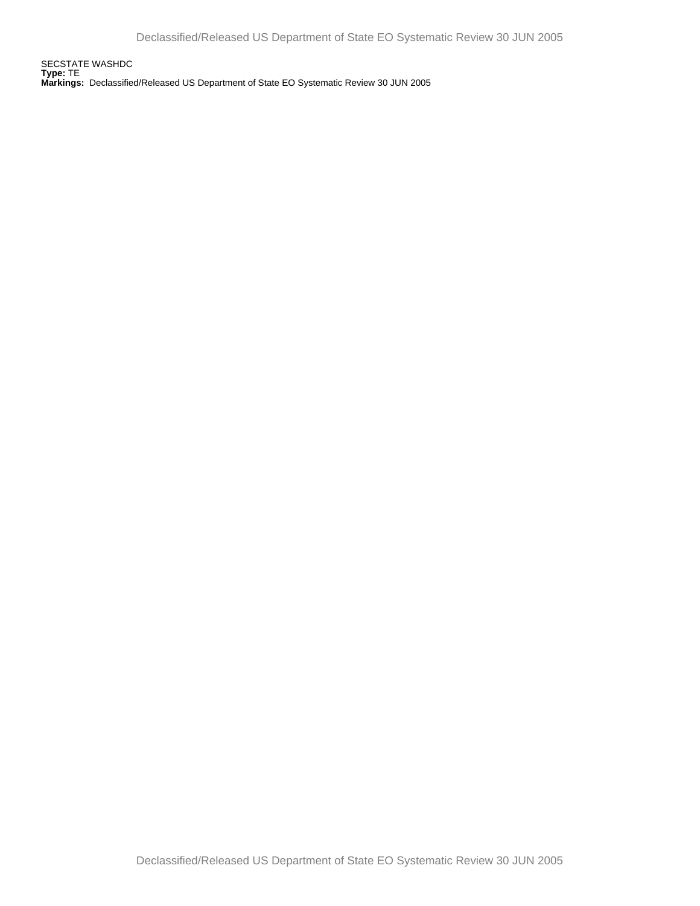SECSTATE WASHDC
**Type:** TE
**Markings:** Declassified/Released US Department of State EO Systematic Review 30 JUN 2005